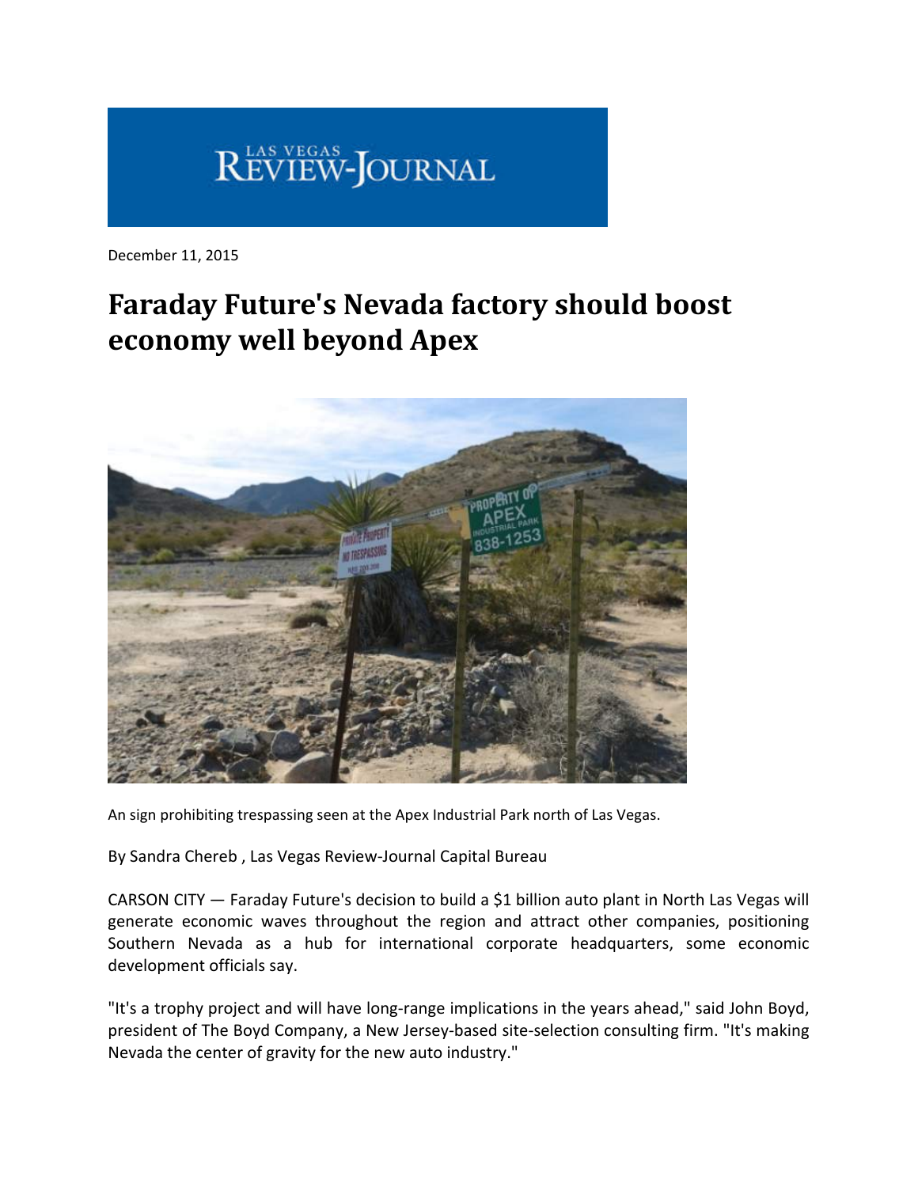LAS VEGAS REVIEW-JOURNAL

December 11, 2015

# Faraday Future's Nevada factory should boost economy well beyond Apex

An sign prohibiting trespassing seen at the Apex Industrial Park north of Las Vegas.

By Sandra Chereb , Las Vegas Review-Journal Capital Bureau

CARSON CITY — Faraday Future's decision to build a $1 billion auto plant in North Las Vegas will generate economic waves throughout the region and attract other companies, positioning Southern Nevada as a hub for international corporate headquarters, some economic development officials say.

"It's a trophy project and will have long-range implications in the years ahead," said John Boyd, president of The Boyd Company, a New Jersey-based site-selection consulting firm. "It's making Nevada the center of gravity for the new auto industry."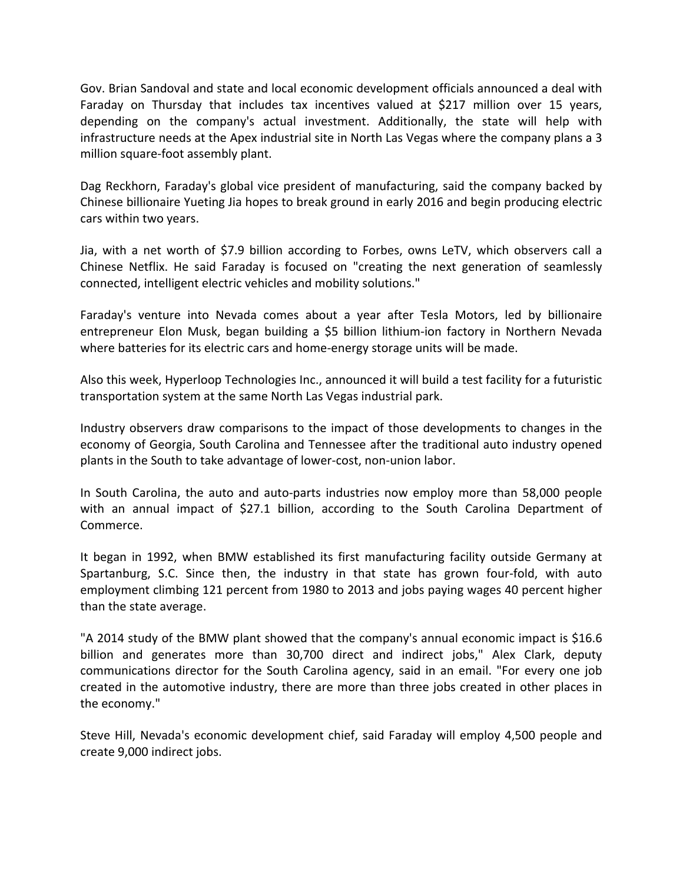Gov. Brian Sandoval and state and local economic development officials announced a deal with Faraday on Thursday that includes tax incentives valued at $217 million over 15 years, depending on the company's actual investment. Additionally, the state will help with infrastructure needs at the Apex industrial site in North Las Vegas where the company plans a 3 million square-foot assembly plant.

Dag Reckhorn, Faraday's global vice president of manufacturing, said the company backed by Chinese billionaire Yueting Jia hopes to break ground in early 2016 and begin producing electric cars within two years.

Jia, with a net worth of $7.9 billion according to Forbes, owns LeTV, which observers call a Chinese Netflix. He said Faraday is focused on "creating the next generation of seamlessly connected, intelligent electric vehicles and mobility solutions."

Faraday's venture into Nevada comes about a year after Tesla Motors, led by billionaire entrepreneur Elon Musk, began building a $5 billion lithium-ion factory in Northern Nevada where batteries for its electric cars and home-energy storage units will be made.

Also this week, Hyperloop Technologies Inc., announced it will build a test facility for a futuristic transportation system at the same North Las Vegas industrial park.

Industry observers draw comparisons to the impact of those developments to changes in the economy of Georgia, South Carolina and Tennessee after the traditional auto industry opened plants in the South to take advantage of lower-cost, non-union labor.

In South Carolina, the auto and auto-parts industries now employ more than 58,000 people with an annual impact of $27.1 billion, according to the South Carolina Department of Commerce.

It began in 1992, when BMW established its first manufacturing facility outside Germany at Spartanburg, S.C. Since then, the industry in that state has grown four-fold, with auto employment climbing 121 percent from 1980 to 2013 and jobs paying wages 40 percent higher than the state average.

"A 2014 study of the BMW plant showed that the company's annual economic impact is $16.6 billion and generates more than 30,700 direct and indirect jobs," Alex Clark, deputy communications director for the South Carolina agency, said in an email. "For every one job created in the automotive industry, there are more than three jobs created in other places in the economy."

Steve Hill, Nevada's economic development chief, said Faraday will employ 4,500 people and create 9,000 indirect jobs.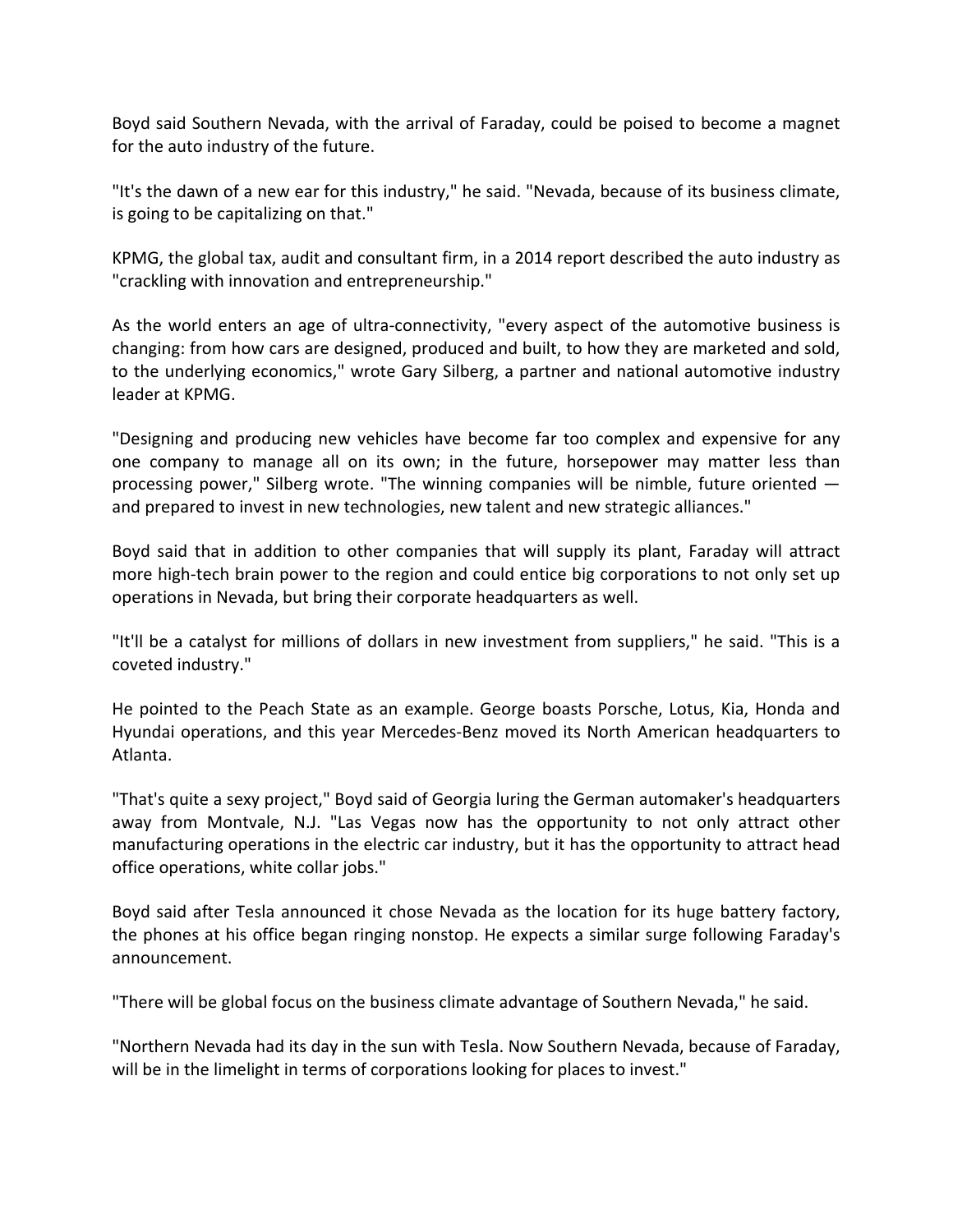Boyd said Southern Nevada, with the arrival of Faraday, could be poised to become a magnet for the auto industry of the future.

"It's the dawn of a new ear for this industry," he said. "Nevada, because of its business climate, is going to be capitalizing on that."

KPMG, the global tax, audit and consultant firm, in a 2014 report described the auto industry as "crackling with innovation and entrepreneurship."

As the world enters an age of ultra-connectivity, "every aspect of the automotive business is changing: from how cars are designed, produced and built, to how they are marketed and sold, to the underlying economics," wrote Gary Silberg, a partner and national automotive industry leader at KPMG.

"Designing and producing new vehicles have become far too complex and expensive for any one company to manage all on its own; in the future, horsepower may matter less than processing power," Silberg wrote. "The winning companies will be nimble, future oriented — and prepared to invest in new technologies, new talent and new strategic alliances."

Boyd said that in addition to other companies that will supply its plant, Faraday will attract more high-tech brain power to the region and could entice big corporations to not only set up operations in Nevada, but bring their corporate headquarters as well.

"It'll be a catalyst for millions of dollars in new investment from suppliers," he said. "This is a coveted industry."

He pointed to the Peach State as an example. George boasts Porsche, Lotus, Kia, Honda and Hyundai operations, and this year Mercedes-Benz moved its North American headquarters to Atlanta.

"That's quite a sexy project," Boyd said of Georgia luring the German automaker's headquarters away from Montvale, N.J. "Las Vegas now has the opportunity to not only attract other manufacturing operations in the electric car industry, but it has the opportunity to attract head office operations, white collar jobs."

Boyd said after Tesla announced it chose Nevada as the location for its huge battery factory, the phones at his office began ringing nonstop. He expects a similar surge following Faraday's announcement.

"There will be global focus on the business climate advantage of Southern Nevada," he said.

"Northern Nevada had its day in the sun with Tesla. Now Southern Nevada, because of Faraday, will be in the limelight in terms of corporations looking for places to invest."